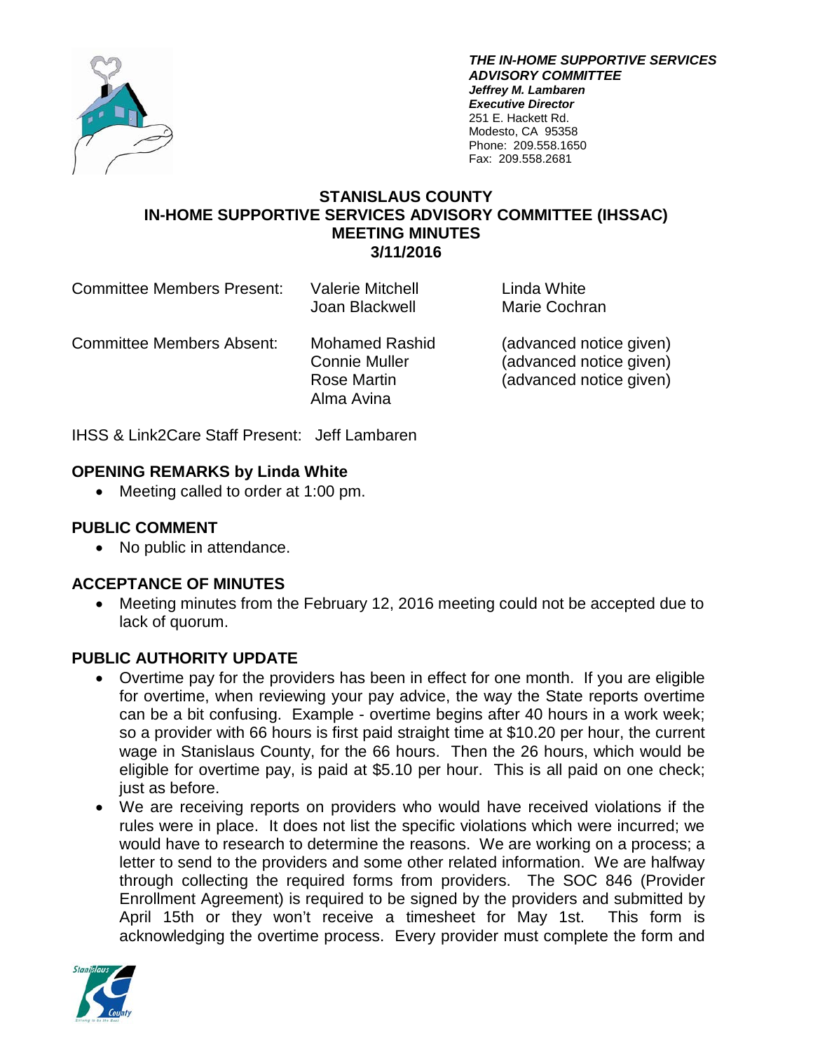***THE IN-HOME SUPPORTIVE SERVICES ADVISORY COMMITTEE***
***Jeffrey M. Lambaren***
***Executive Director***
251 E. Hackett Rd.
Modesto, CA 95358
Phone: 209.558.1650
Fax: 209.558.2681

# STANISLAUS COUNTY
# IN-HOME SUPPORTIVE SERVICES ADVISORY COMMITTEE (IHSSAC)
# MEETING MINUTES
# 3/11/2016

| | | |
|---|---|---|
| Committee Members Present: | Valerie Mitchell | Linda White |
| | Joan Blackwell | Marie Cochran |
| Committee Members Absent: | Mohamed Rashid | (advanced notice given) |
| | Connie Muller | (advanced notice given) |
| | Rose Martin | (advanced notice given) |
| | Alma Avina | |

IHSS & Link2Care Staff Present: Jeff Lambaren

## OPENING REMARKS by Linda White

- Meeting called to order at 1:00 pm.

## PUBLIC COMMENT

- No public in attendance.

## ACCEPTANCE OF MINUTES

- Meeting minutes from the February 12, 2016 meeting could not be accepted due to lack of quorum.

## PUBLIC AUTHORITY UPDATE

- Overtime pay for the providers has been in effect for one month. If you are eligible for overtime, when reviewing your pay advice, the way the State reports overtime can be a bit confusing. Example - overtime begins after 40 hours in a work week; so a provider with 66 hours is first paid straight time at $10.20 per hour, the current wage in Stanislaus County, for the 66 hours. Then the 26 hours, which would be eligible for overtime pay, is paid at $5.10 per hour. This is all paid on one check; just as before.
- We are receiving reports on providers who would have received violations if the rules were in place. It does not list the specific violations which were incurred; we would have to research to determine the reasons. We are working on a process; a letter to send to the providers and some other related information. We are halfway through collecting the required forms from providers. The SOC 846 (Provider Enrollment Agreement) is required to be signed by the providers and submitted by April 15th or they won't receive a timesheet for May 1st. This form is acknowledging the overtime process. Every provider must complete the form and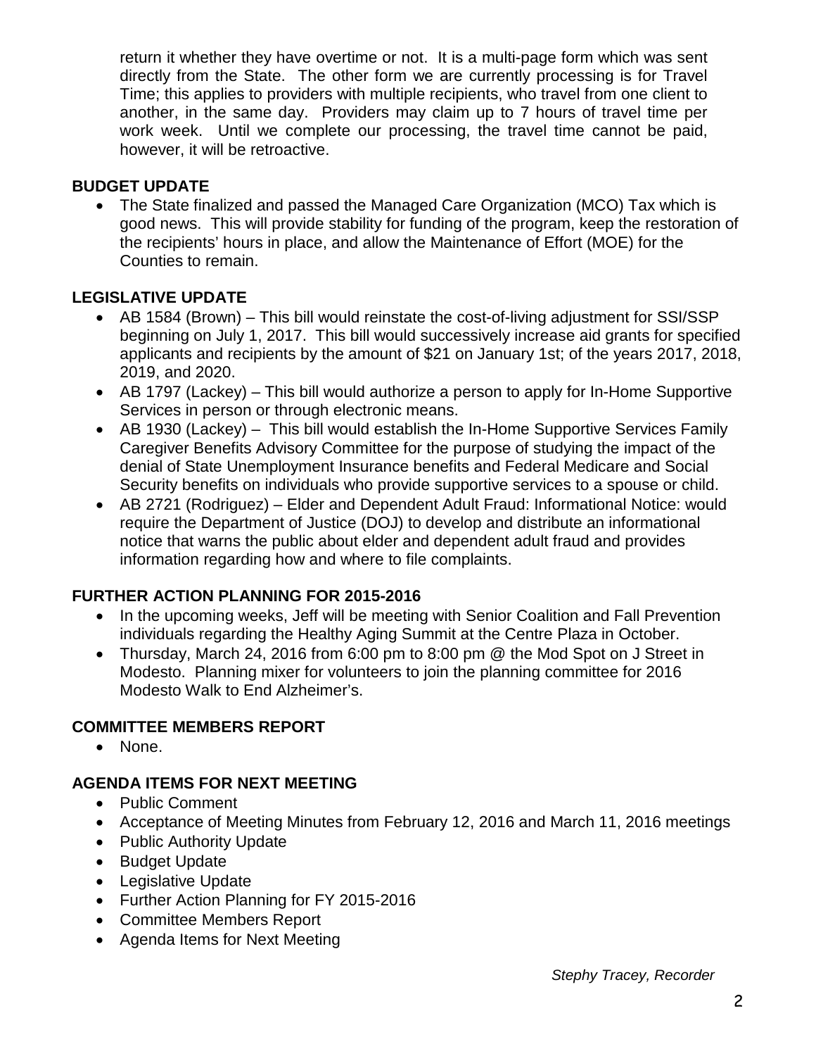return it whether they have overtime or not. It is a multi-page form which was sent directly from the State. The other form we are currently processing is for Travel Time; this applies to providers with multiple recipients, who travel from one client to another, in the same day. Providers may claim up to 7 hours of travel time per work week. Until we complete our processing, the travel time cannot be paid, however, it will be retroactive.

**BUDGET UPDATE**

- The State finalized and passed the Managed Care Organization (MCO) Tax which is good news. This will provide stability for funding of the program, keep the restoration of the recipients' hours in place, and allow the Maintenance of Effort (MOE) for the Counties to remain.

**LEGISLATIVE UPDATE**

- AB 1584 (Brown) – This bill would reinstate the cost-of-living adjustment for SSI/SSP beginning on July 1, 2017. This bill would successively increase aid grants for specified applicants and recipients by the amount of $21 on January 1st; of the years 2017, 2018, 2019, and 2020.
- AB 1797 (Lackey) – This bill would authorize a person to apply for In-Home Supportive Services in person or through electronic means.
- AB 1930 (Lackey) – This bill would establish the In-Home Supportive Services Family Caregiver Benefits Advisory Committee for the purpose of studying the impact of the denial of State Unemployment Insurance benefits and Federal Medicare and Social Security benefits on individuals who provide supportive services to a spouse or child.
- AB 2721 (Rodriguez) – Elder and Dependent Adult Fraud: Informational Notice: would require the Department of Justice (DOJ) to develop and distribute an informational notice that warns the public about elder and dependent adult fraud and provides information regarding how and where to file complaints.

**FURTHER ACTION PLANNING FOR 2015-2016**

- In the upcoming weeks, Jeff will be meeting with Senior Coalition and Fall Prevention individuals regarding the Healthy Aging Summit at the Centre Plaza in October.
- Thursday, March 24, 2016 from 6:00 pm to 8:00 pm @ the Mod Spot on J Street in Modesto. Planning mixer for volunteers to join the planning committee for 2016 Modesto Walk to End Alzheimer's.

**COMMITTEE MEMBERS REPORT**

- None.

**AGENDA ITEMS FOR NEXT MEETING**

- Public Comment
- Acceptance of Meeting Minutes from February 12, 2016 and March 11, 2016 meetings
- Public Authority Update
- Budget Update
- Legislative Update
- Further Action Planning for FY 2015-2016
- Committee Members Report
- Agenda Items for Next Meeting

*Stephy Tracey, Recorder*